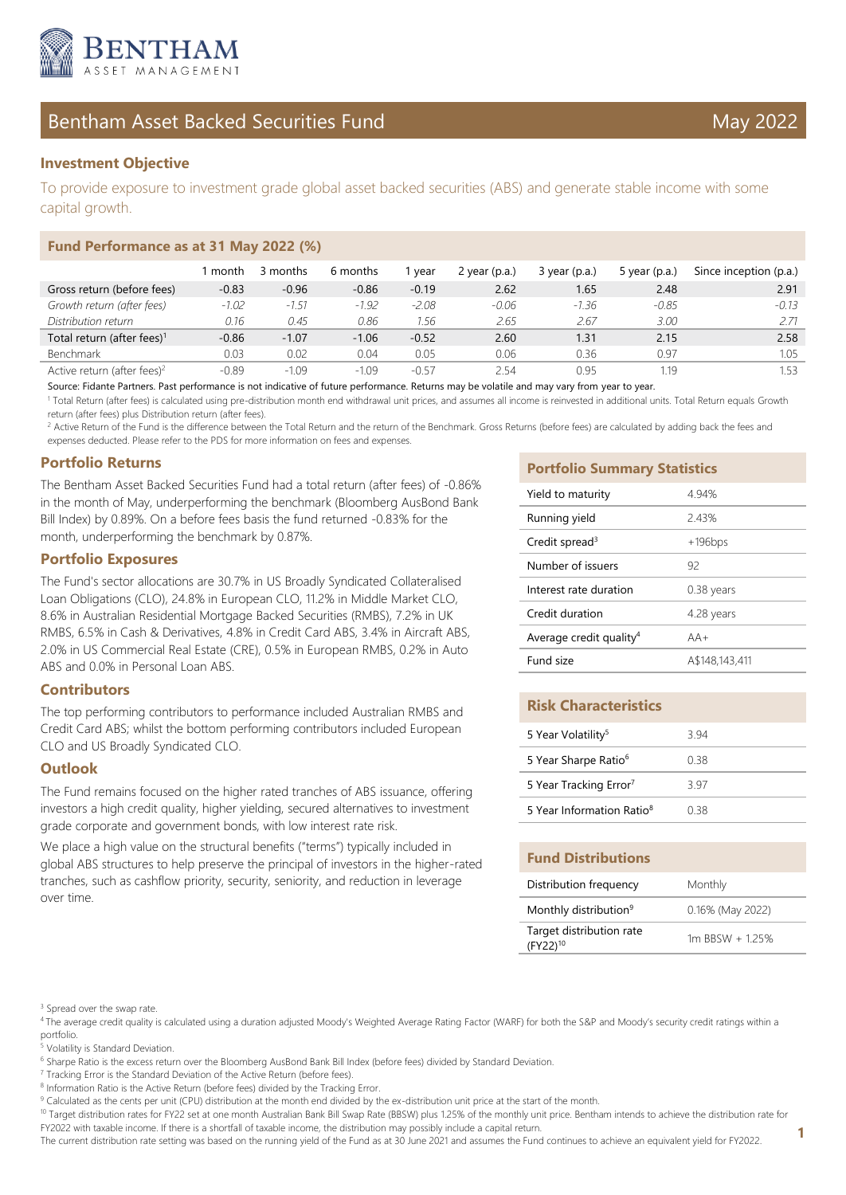BENTHAM
ASSET MANAGEMENT

# Bentham Asset Backed Securities Fund

May 2022

## Investment Objective

To provide exposure to investment grade global asset backed securities (ABS) and generate stable income with some capital growth.

## Fund Performance as at 31 May 2022 (%)

| | 1 month | 3 months | 6 months | 1 year | 2 year (p.a.) | 3 year (p.a.) | 5 year (p.a.) | Since inception (p.a.) |
|---|---|---|---|---|---|---|---|---|
| Gross return (before fees) | -0.83 | -0.96 | -0.86 | -0.19 | 2.62 | 1.65 | 2.48 | 2.91 |
| *Growth return (after fees)* | *-1.02* | *-1.51* | *-1.92* | *-2.08* | *-0.06* | *-1.36* | *-0.85* | *-0.13* |
| *Distribution return* | *0.16* | *0.45* | *0.86* | *1.56* | *2.65* | *2.67* | *3.00* | *2.71* |
| Total return (after fees)[1] | -0.86 | -1.07 | -1.06 | -0.52 | 2.60 | 1.31 | 2.15 | 2.58 |
| Benchmark | 0.03 | 0.02 | 0.04 | 0.05 | 0.06 | 0.36 | 0.97 | 1.05 |
| Active return (after fees)[2] | -0.89 | -1.09 | -1.09 | -0.57 | 2.54 | 0.95 | 1.19 | 1.53 |

Source: Fidante Partners. Past performance is not indicative of future performance. Returns may be volatile and may vary from year to year.

[1] Total Return (after fees) is calculated using pre-distribution month end withdrawal unit prices, and assumes all income is reinvested in additional units. Total Return equals Growth return (after fees) plus Distribution return (after fees).

[2] Active Return of the Fund is the difference between the Total Return and the return of the Benchmark. Gross Returns (before fees) are calculated by adding back the fees and expenses deducted. Please refer to the PDS for more information on fees and expenses.

## Portfolio Returns

The Bentham Asset Backed Securities Fund had a total return (after fees) of -0.86% in the month of May, underperforming the benchmark (Bloomberg AusBond Bank Bill Index) by 0.89%. On a before fees basis the fund returned -0.83% for the month, underperforming the benchmark by 0.87%.

## Portfolio Exposures

The Fund's sector allocations are 30.7% in US Broadly Syndicated Collateralised Loan Obligations (CLO), 24.8% in European CLO, 11.2% in Middle Market CLO, 8.6% in Australian Residential Mortgage Backed Securities (RMBS), 7.2% in UK RMBS, 6.5% in Cash & Derivatives, 4.8% in Credit Card ABS, 3.4% in Aircraft ABS, 2.0% in US Commercial Real Estate (CRE), 0.5% in European RMBS, 0.2% in Auto ABS and 0.0% in Personal Loan ABS.

## Contributors

The top performing contributors to performance included Australian RMBS and Credit Card ABS; whilst the bottom performing contributors included European CLO and US Broadly Syndicated CLO.

## Outlook

The Fund remains focused on the higher rated tranches of ABS issuance, offering investors a high credit quality, higher yielding, secured alternatives to investment grade corporate and government bonds, with low interest rate risk.

We place a high value on the structural benefits ("terms") typically included in global ABS structures to help preserve the principal of investors in the higher-rated tranches, such as cashflow priority, security, seniority, and reduction in leverage over time.

## Portfolio Summary Statistics

| | |
|---|---|
| Yield to maturity | 4.94% |
| Running yield | 2.43% |
| Credit spread[3] | +196bps |
| Number of issuers | 92 |
| Interest rate duration | 0.38 years |
| Credit duration | 4.28 years |
| Average credit quality[4] | AA+ |
| Fund size | A$148,143,411 |

## Risk Characteristics

| | |
|---|---|
| 5 Year Volatility[5] | 3.94 |
| 5 Year Sharpe Ratio[6] | 0.38 |
| 5 Year Tracking Error[7] | 3.97 |
| 5 Year Information Ratio[8] | 0.38 |

## Fund Distributions

| | |
|---|---|
| Distribution frequency | Monthly |
| Monthly distribution[9] | 0.16% (May 2022) |
| Target distribution rate (FY22)[10] | 1m BBSW + 1.25% |

[3] Spread over the swap rate.

[4] The average credit quality is calculated using a duration adjusted Moody's Weighted Average Rating Factor (WARF) for both the S&P and Moody's security credit ratings within a portfolio.

[5] Volatility is Standard Deviation.

[6] Sharpe Ratio is the excess return over the Bloomberg AusBond Bank Bill Index (before fees) divided by Standard Deviation.

[7] Tracking Error is the Standard Deviation of the Active Return (before fees).

[8] Information Ratio is the Active Return (before fees) divided by the Tracking Error.

[9] Calculated as the cents per unit (CPU) distribution at the month end divided by the ex-distribution unit price at the start of the month.

[10] Target distribution rates for FY22 set at one month Australian Bank Bill Swap Rate (BBSW) plus 1.25% of the monthly unit price. Bentham intends to achieve the distribution rate for FY2022 with taxable income. If there is a shortfall of taxable income, the distribution may possibly include a capital return.

The current distribution rate setting was based on the running yield of the Fund as at 30 June 2021 and assumes the Fund continues to achieve an equivalent yield for FY2022.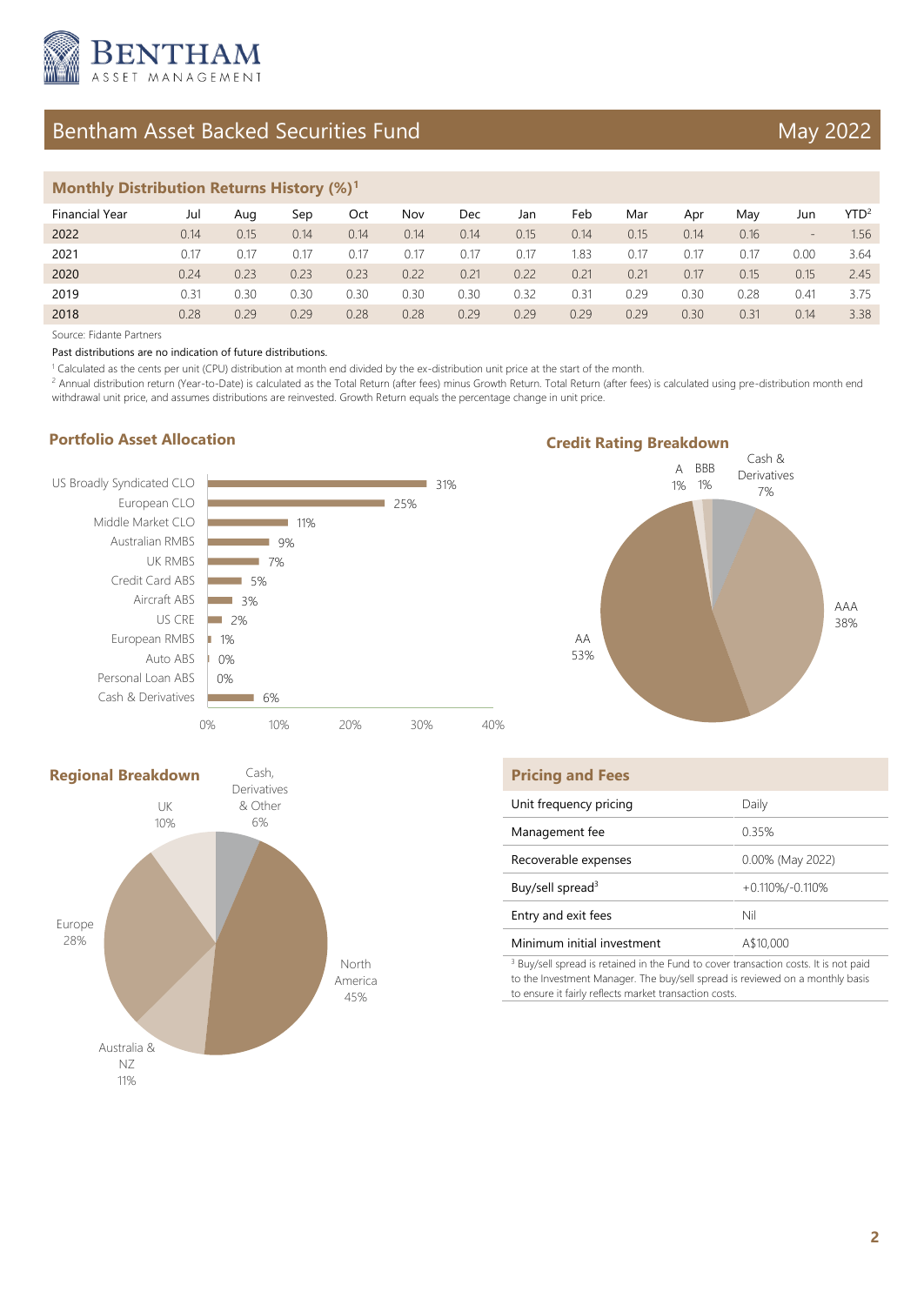# Bentham Asset Backed Securities Fund

May 2022

## Monthly Distribution Returns History (%)[1]

| Financial Year | Jul | Aug | Sep | Oct | Nov | Dec | Jan | Feb | Mar | Apr | May | Jun | YTD[2] |
|---|---|---|---|---|---|---|---|---|---|---|---|---|---|
| 2022 | 0.14 | 0.15 | 0.14 | 0.14 | 0.14 | 0.14 | 0.15 | 0.14 | 0.15 | 0.14 | 0.16 | - | 1.56 |
| 2021 | 0.17 | 0.17 | 0.17 | 0.17 | 0.17 | 0.17 | 0.17 | 1.83 | 0.17 | 0.17 | 0.17 | 0.00 | 3.64 |
| 2020 | 0.24 | 0.23 | 0.23 | 0.23 | 0.22 | 0.21 | 0.22 | 0.21 | 0.21 | 0.17 | 0.15 | 0.15 | 2.45 |
| 2019 | 0.31 | 0.30 | 0.30 | 0.30 | 0.30 | 0.30 | 0.32 | 0.31 | 0.29 | 0.30 | 0.28 | 0.41 | 3.75 |
| 2018 | 0.28 | 0.29 | 0.29 | 0.28 | 0.28 | 0.29 | 0.29 | 0.29 | 0.29 | 0.30 | 0.31 | 0.14 | 3.38 |

Source: Fidante Partners

Past distributions are no indication of future distributions.

[1] Calculated as the cents per unit (CPU) distribution at month end divided by the ex-distribution unit price at the start of the month.

[2] Annual distribution return (Year-to-Date) is calculated as the Total Return (after fees) minus Growth Return. Total Return (after fees) is calculated using pre-distribution month end withdrawal unit price, and assumes distributions are reinvested. Growth Return equals the percentage change in unit price.

## Portfolio Asset Allocation

| Asset | Allocation |
|---|---|
| US Broadly Syndicated CLO | 31% |
| European CLO | 25% |
| Middle Market CLO | 11% |
| Australian RMBS | 9% |
| UK RMBS | 7% |
| Credit Card ABS | 5% |
| Aircraft ABS | 3% |
| US CRE | 2% |
| European RMBS | 1% |
| Auto ABS | 0% |
| Personal Loan ABS | 0% |
| Cash & Derivatives | 6% |

## Credit Rating Breakdown

| Rating | Allocation |
|---|---|
| AAA | 38% |
| AA | 53% |
| A | 1% |
| BBB | 1% |
| Cash & Derivatives | 7% |

## Regional Breakdown

| Region | Allocation |
|---|---|
| North America | 45% |
| Europe | 28% |
| Australia & NZ | 11% |
| UK | 10% |
| Cash, Derivatives & Other | 6% |

## Pricing and Fees

| | |
|---|---|
| Unit frequency pricing | Daily |
| Management fee | 0.35% |
| Recoverable expenses | 0.00% (May 2022) |
| Buy/sell spread[3] | +0.110%/-0.110% |
| Entry and exit fees | Nil |
| Minimum initial investment | A$10,000 |

[3] Buy/sell spread is retained in the Fund to cover transaction costs. It is not paid to the Investment Manager. The buy/sell spread is reviewed on a monthly basis to ensure it fairly reflects market transaction costs.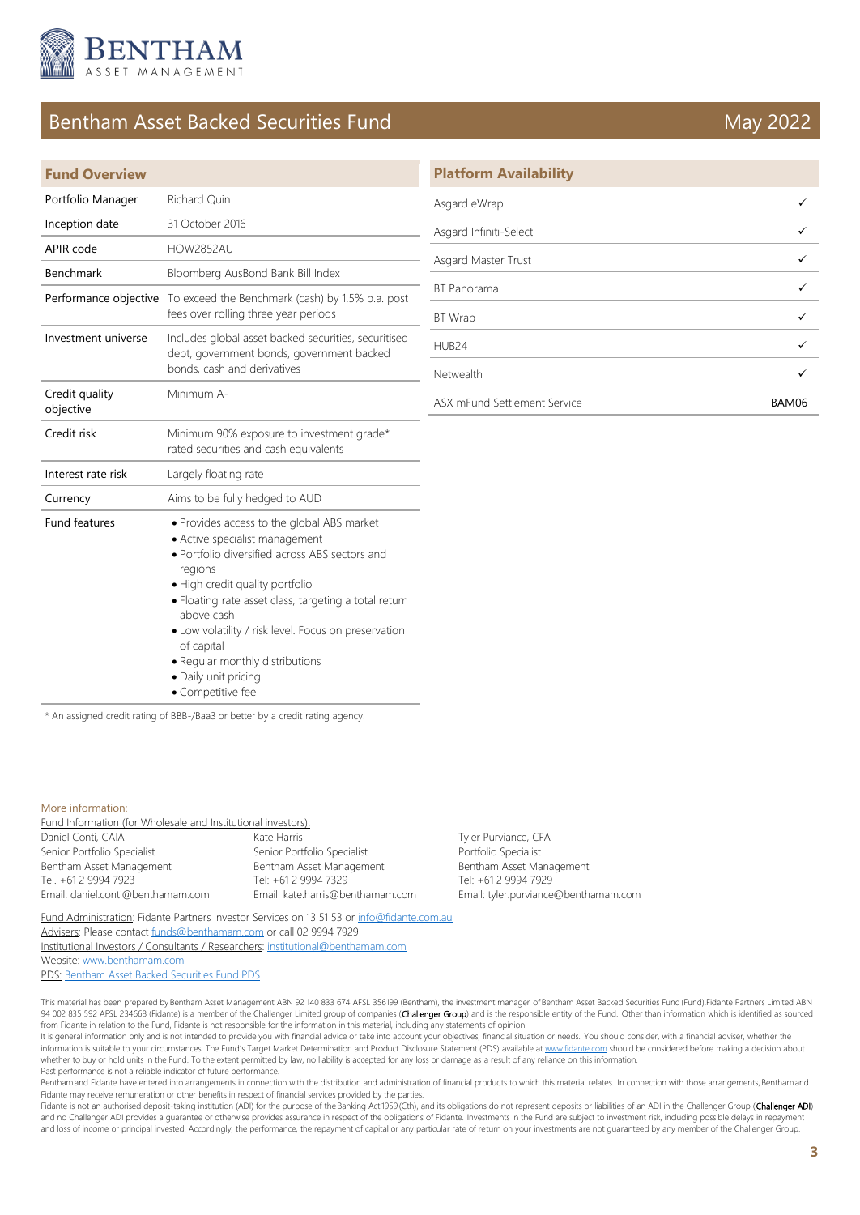# Bentham Asset Backed Securities Fund

May 2022

## Fund Overview

| | |
|---|---|
| Portfolio Manager | Richard Quin |
| Inception date | 31 October 2016 |
| APIR code | HOW2852AU |
| Benchmark | Bloomberg AusBond Bank Bill Index |
| Performance objective | To exceed the Benchmark (cash) by 1.5% p.a. post fees over rolling three year periods |
| Investment universe | Includes global asset backed securities, securitised debt, government bonds, government backed bonds, cash and derivatives |
| Credit quality objective | Minimum A- |
| Credit risk | Minimum 90% exposure to investment grade* rated securities and cash equivalents |
| Interest rate risk | Largely floating rate |
| Currency | Aims to be fully hedged to AUD |
| Fund features | • Provides access to the global ABS market<br>• Active specialist management<br>• Portfolio diversified across ABS sectors and regions<br>• High credit quality portfolio<br>• Floating rate asset class, targeting a total return above cash<br>• Low volatility / risk level. Focus on preservation of capital<br>• Regular monthly distributions<br>• Daily unit pricing<br>• Competitive fee |

* An assigned credit rating of BBB-/Baa3 or better by a credit rating agency.

## Platform Availability

| | |
|---|---|
| Asgard eWrap | ✓ |
| Asgard Infiniti-Select | ✓ |
| Asgard Master Trust | ✓ |
| BT Panorama | ✓ |
| BT Wrap | ✓ |
| HUB24 | ✓ |
| Netwealth | ✓ |
| ASX mFund Settlement Service | BAM06 |

More information:

Fund Information (for Wholesale and Institutional investors):

Daniel Conti, CAIA
Senior Portfolio Specialist
Bentham Asset Management
Tel. +61 2 9994 7923
Email: daniel.conti@benthamam.com

Kate Harris
Senior Portfolio Specialist
Bentham Asset Management
Tel: +61 2 9994 7329
Email: kate.harris@benthamam.com

Tyler Purviance, CFA
Portfolio Specialist
Bentham Asset Management
Tel: +61 2 9994 7929
Email: tyler.purviance@benthamam.com

Fund Administration: Fidante Partners Investor Services on 13 51 53 or info@fidante.com.au
Advisers: Please contact funds@benthamam.com or call 02 9994 7929
Institutional Investors / Consultants / Researchers: institutional@benthamam.com
Website: www.benthamam.com
PDS: Bentham Asset Backed Securities Fund PDS

This material has been prepared by Bentham Asset Management ABN 92 140 833 674 AFSL 356199 (Bentham), the investment manager of Bentham Asset Backed Securities Fund (Fund). Fidante Partners Limited ABN 94 002 835 592 AFSL 234668 (Fidante) is a member of the Challenger Limited group of companies (**Challenger Group**) and is the responsible entity of the Fund. Other than information which is identified as sourced from Fidante in relation to the Fund, Fidante is not responsible for the information in this material, including any statements of opinion.

It is general information only and is not intended to provide you with financial advice or take into account your objectives, financial situation or needs. You should consider, with a financial adviser, whether the information is suitable to your circumstances. The Fund's Target Market Determination and Product Disclosure Statement (PDS) available at www.fidante.com should be considered before making a decision about whether to buy or hold units in the Fund. To the extent permitted by law, no liability is accepted for any loss or damage as a result of any reliance on this information.

Past performance is not a reliable indicator of future performance.

Bentham and Fidante have entered into arrangements in connection with the distribution and administration of financial products to which this material relates. In connection with those arrangements, Bentham and Fidante may receive remuneration or other benefits in respect of financial services provided by the parties.

Fidante is not an authorised deposit-taking institution (ADI) for the purpose of the Banking Act 1959 (Cth), and its obligations do not represent deposits or liabilities of an ADI in the Challenger Group (**Challenger ADI**) and no Challenger ADI provides a guarantee or otherwise provides assurance in respect of the obligations of Fidante. Investments in the Fund are subject to investment risk, including possible delays in repayment and loss of income or principal invested. Accordingly, the performance, the repayment of capital or any particular rate of return on your investments are not guaranteed by any member of the Challenger Group.